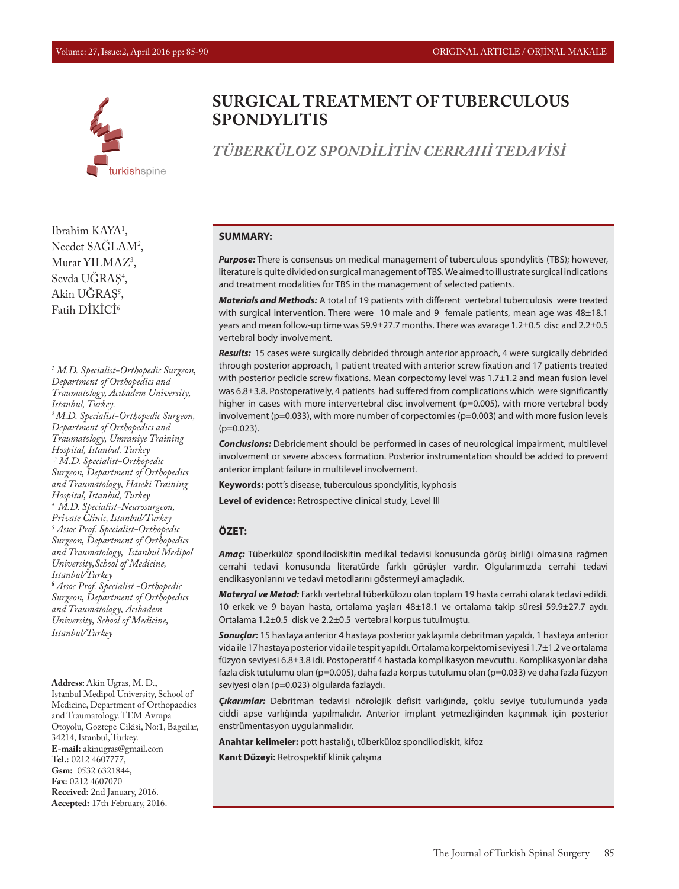# SURGICAL TREATMENT OF TUBERCULOUS SPONDYLITIS

## *TÜBERKÜLOZ SPONDİLİTİN CERRAHİ TEDAVİSİ*

Ibrahim KAYA[1],
Necdet SAĞLAM[2],
Murat YILMAZ[3],
Sevda UĞRAŞ[4],
Akin UĞRAŞ[5],
Fatih DİKİCİ[6]

*[1] M.D. Specialist-Orthopedic Surgeon, Department of Orthopedics and Traumatology, Acıbadem University, Istanbul, Turkey.*
*[2] M.D. Specialist-Orthopedic Surgeon, Department of Orthopedics and Traumatology, Umraniye Training Hospital, Istanbul. Turkey*
*[3] M.D. Specialist-Orthopedic Surgeon, Department of Orthopedics and Traumatology, Haseki Training Hospital, Istanbul, Turkey*
*[4] M.D. Specialist-Neurosurgeon, Private Clinic, Istanbul/Turkey*
*[5] Assoc Prof. Specialist-Orthopedic Surgeon, Department of Orthopedics and Traumatology, Istanbul Medipol University, School of Medicine, Istanbul/Turkey*
*[6] Assoc Prof. Specialist -Orthopedic Surgeon, Department of Orthopedics and Traumatology, Acıbadem University, School of Medicine, Istanbul/Turkey*

**Address:** Akin Ugras, M. D., Istanbul Medipol University, School of Medicine, Department of Orthopaedics and Traumatology. TEM Avrupa Otoyolu, Goztepe Cikisi, No:1, Bagcilar, 34214, Istanbul, Turkey.
**E-mail:** akinugras@gmail.com
**Tel.:** 0212 4607777,
**Gsm:** 0532 6321844,
**Fax:** 0212 4607070
**Received:** 2nd January, 2016.
**Accepted:** 17th February, 2016.

### SUMMARY:

***Purpose:*** There is consensus on medical management of tuberculous spondylitis (TBS); however, literature is quite divided on surgical management of TBS. We aimed to illustrate surgical indications and treatment modalities for TBS in the management of selected patients.

***Materials and Methods:*** A total of 19 patients with different vertebral tuberculosis were treated with surgical intervention. There were 10 male and 9 female patients, mean age was 48±18.1 years and mean follow-up time was 59.9±27.7 months. There was avarage 1.2±0.5 disc and 2.2±0.5 vertebral body involvement.

***Results:*** 15 cases were surgically debrided through anterior approach, 4 were surgically debrided through posterior approach, 1 patient treated with anterior screw fixation and 17 patients treated with posterior pedicle screw fixations. Mean corpectomy level was 1.7±1.2 and mean fusion level was 6.8±3.8. Postoperatively, 4 patients had suffered from complications which were significantly higher in cases with more intervertebral disc involvement (p=0.005), with more vertebral body involvement (p=0.033), with more number of corpectomies (p=0.003) and with more fusion levels (p=0.023).

***Conclusions:*** Debridement should be performed in cases of neurological impairment, multilevel involvement or severe abscess formation. Posterior instrumentation should be added to prevent anterior implant failure in multilevel involvement.

**Keywords:** pott's disease, tuberculous spondylitis, kyphosis

**Level of evidence:** Retrospective clinical study, Level III

### ÖZET:

***Amaç:*** Tüberkülöz spondilodiskitin medikal tedavisi konusunda görüş birliği olmasına rağmen cerrahi tedavi konusunda literatürde farklı görüşler vardır. Olgularımızda cerrahi tedavi endikasyonlarını ve tedavi metodlarını göstermeyi amaçladık.

***Materyal ve Metod:*** Farklı vertebral tüberkülozu olan toplam 19 hasta cerrahi olarak tedavi edildi. 10 erkek ve 9 bayan hasta, ortalama yaşları 48±18.1 ve ortalama takip süresi 59.9±27.7 aydı. Ortalama 1.2±0.5 disk ve 2.2±0.5 vertebral korpus tutulmuştu.

***Sonuçlar:*** 15 hastaya anterior 4 hastaya posterior yaklaşımla debritman yapıldı, 1 hastaya anterior vida ile 17 hastaya posterior vida ile tespit yapıldı. Ortalama korpektomi seviyesi 1.7±1.2 ve ortalama füzyon seviyesi 6.8±3.8 idi. Postoperatif 4 hastada komplikasyon mevcuttu. Komplikasyonlar daha fazla disk tutulumu olan (p=0.005), daha fazla korpus tutulumu olan (p=0.033) ve daha fazla füzyon seviyesi olan (p=0.023) olgularda fazlaydı.

***Çıkarımlar:*** Debritman tedavisi nörolojik defisit varlığında, çoklu seviye tutulumunda yada ciddi apse varlığında yapılmalıdır. Anterior implant yetmezliğinden kaçınmak için posterior enstrümentasyon uygulanmalıdır.

**Anahtar kelimeler:** pott hastalığı, tüberküloz spondilodiskit, kifoz

**Kanıt Düzeyi:** Retrospektif klinik çalışma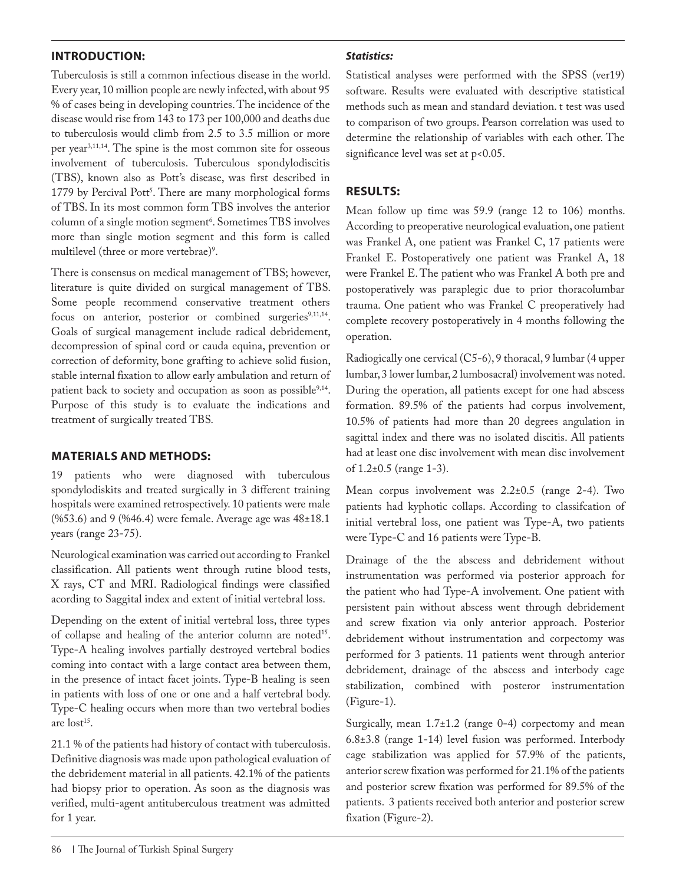## INTRODUCTION:

Tuberculosis is still a common infectious disease in the world. Every year, 10 million people are newly infected, with about 95 % of cases being in developing countries. The incidence of the disease would rise from 143 to 173 per 100,000 and deaths due to tuberculosis would climb from 2.5 to 3.5 million or more per year[3,11,14]. The spine is the most common site for osseous involvement of tuberculosis. Tuberculous spondylodiscitis (TBS), known also as Pott's disease, was first described in 1779 by Percival Pott[5]. There are many morphological forms of TBS. In its most common form TBS involves the anterior column of a single motion segment[6]. Sometimes TBS involves more than single motion segment and this form is called multilevel (three or more vertebrae)[9].

There is consensus on medical management of TBS; however, literature is quite divided on surgical management of TBS. Some people recommend conservative treatment others focus on anterior, posterior or combined surgeries[9,11,14]. Goals of surgical management include radical debridement, decompression of spinal cord or cauda equina, prevention or correction of deformity, bone grafting to achieve solid fusion, stable internal fixation to allow early ambulation and return of patient back to society and occupation as soon as possible[9,14]. Purpose of this study is to evaluate the indications and treatment of surgically treated TBS.

## MATERIALS AND METHODS:

19 patients who were diagnosed with tuberculous spondylodiskits and treated surgically in 3 different training hospitals were examined retrospectively. 10 patients were male (%53.6) and 9 (%46.4) were female. Average age was 48±18.1 years (range 23-75).

Neurological examination was carried out according to Frankel classification. All patients went through rutine blood tests, X rays, CT and MRI. Radiological findings were classified acording to Saggital index and extent of initial vertebral loss.

Depending on the extent of initial vertebral loss, three types of collapse and healing of the anterior column are noted[15]. Type-A healing involves partially destroyed vertebral bodies coming into contact with a large contact area between them, in the presence of intact facet joints. Type-B healing is seen in patients with loss of one or one and a half vertebral body. Type-C healing occurs when more than two vertebral bodies are lost[15].

21.1 % of the patients had history of contact with tuberculosis. Definitive diagnosis was made upon pathological evaluation of the debridement material in all patients. 42.1% of the patients had biopsy prior to operation. As soon as the diagnosis was verified, multi-agent antituberculous treatment was admitted for 1 year.

### *Statistics:*

Statistical analyses were performed with the SPSS (ver19) software. Results were evaluated with descriptive statistical methods such as mean and standard deviation. t test was used to comparison of two groups. Pearson correlation was used to determine the relationship of variables with each other. The significance level was set at $p<0.05$.

## RESULTS:

Mean follow up time was 59.9 (range 12 to 106) months. According to preoperative neurological evaluation, one patient was Frankel A, one patient was Frankel C, 17 patients were Frankel E. Postoperatively one patient was Frankel A, 18 were Frankel E. The patient who was Frankel A both pre and postoperatively was paraplegic due to prior thoracolumbar trauma. One patient who was Frankel C preoperatively had complete recovery postoperatively in 4 months following the operation.

Radiogically one cervical (C5-6), 9 thoracal, 9 lumbar (4 upper lumbar, 3 lower lumbar, 2 lumbosacral) involvement was noted. During the operation, all patients except for one had abscess formation. 89.5% of the patients had corpus involvement, 10.5% of patients had more than 20 degrees angulation in sagittal index and there was no isolated discitis. All patients had at least one disc involvement with mean disc involvement of 1.2±0.5 (range 1-3).

Mean corpus involvement was 2.2±0.5 (range 2-4). Two patients had kyphotic collaps. According to classifcation of initial vertebral loss, one patient was Type-A, two patients were Type-C and 16 patients were Type-B.

Drainage of the the abscess and debridement without instrumentation was performed via posterior approach for the patient who had Type-A involvement. One patient with persistent pain without abscess went through debridement and screw fixation via only anterior approach. Posterior debridement without instrumentation and corpectomy was performed for 3 patients. 11 patients went through anterior debridement, drainage of the abscess and interbody cage stabilization, combined with posteror instrumentation (Figure-1).

Surgically, mean 1.7±1.2 (range 0-4) corpectomy and mean 6.8±3.8 (range 1-14) level fusion was performed. Interbody cage stabilization was applied for 57.9% of the patients, anterior screw fixation was performed for 21.1% of the patients and posterior screw fixation was performed for 89.5% of the patients. 3 patients received both anterior and posterior screw fixation (Figure-2).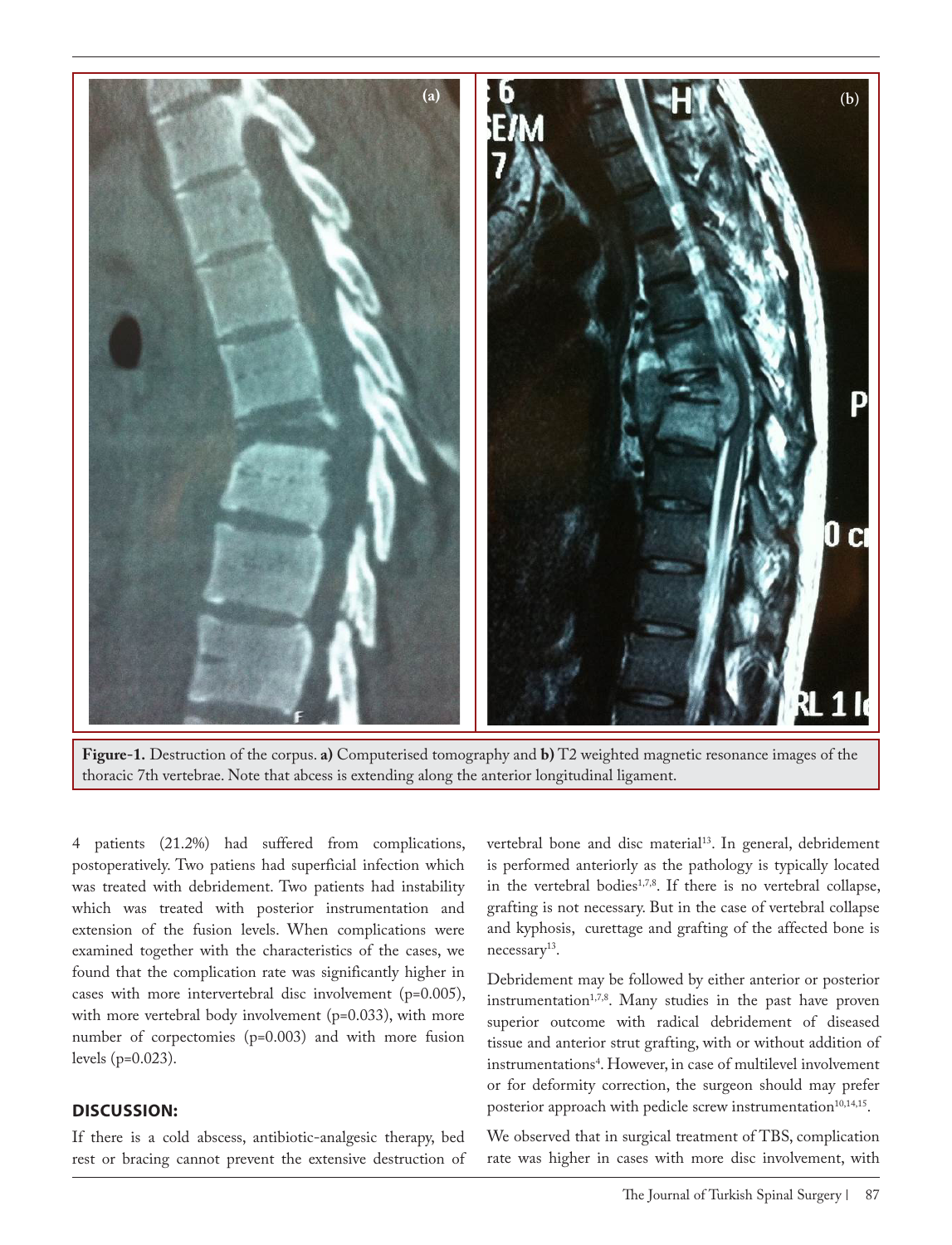Figure-1. Destruction of the corpus. **a)** Computerised tomography and **b)** T2 weighted magnetic resonance images of the thoracic 7th vertebrae. Note that abcess is extending along the anterior longitudinal ligament.

4 patients (21.2%) had suffered from complications, postoperatively. Two patiens had superficial infection which was treated with debridement. Two patients had instability which was treated with posterior instrumentation and extension of the fusion levels. When complications were examined together with the characteristics of the cases, we found that the complication rate was significantly higher in cases with more intervertebral disc involvement (p=0.005), with more vertebral body involvement (p=0.033), with more number of corpectomies (p=0.003) and with more fusion levels (p=0.023).

## DISCUSSION:

If there is a cold abscess, antibiotic-analgesic therapy, bed rest or bracing cannot prevent the extensive destruction of vertebral bone and disc material[13]. In general, debridement is performed anteriorly as the pathology is typically located in the vertebral bodies[1,7,8]. If there is no vertebral collapse, grafting is not necessary. But in the case of vertebral collapse and kyphosis, curettage and grafting of the affected bone is necessary[13].

Debridement may be followed by either anterior or posterior instrumentation[1,7,8]. Many studies in the past have proven superior outcome with radical debridement of diseased tissue and anterior strut grafting, with or without addition of instrumentations[4]. However, in case of multilevel involvement or for deformity correction, the surgeon should may prefer posterior approach with pedicle screw instrumentation[10,14,15].

We observed that in surgical treatment of TBS, complication rate was higher in cases with more disc involvement, with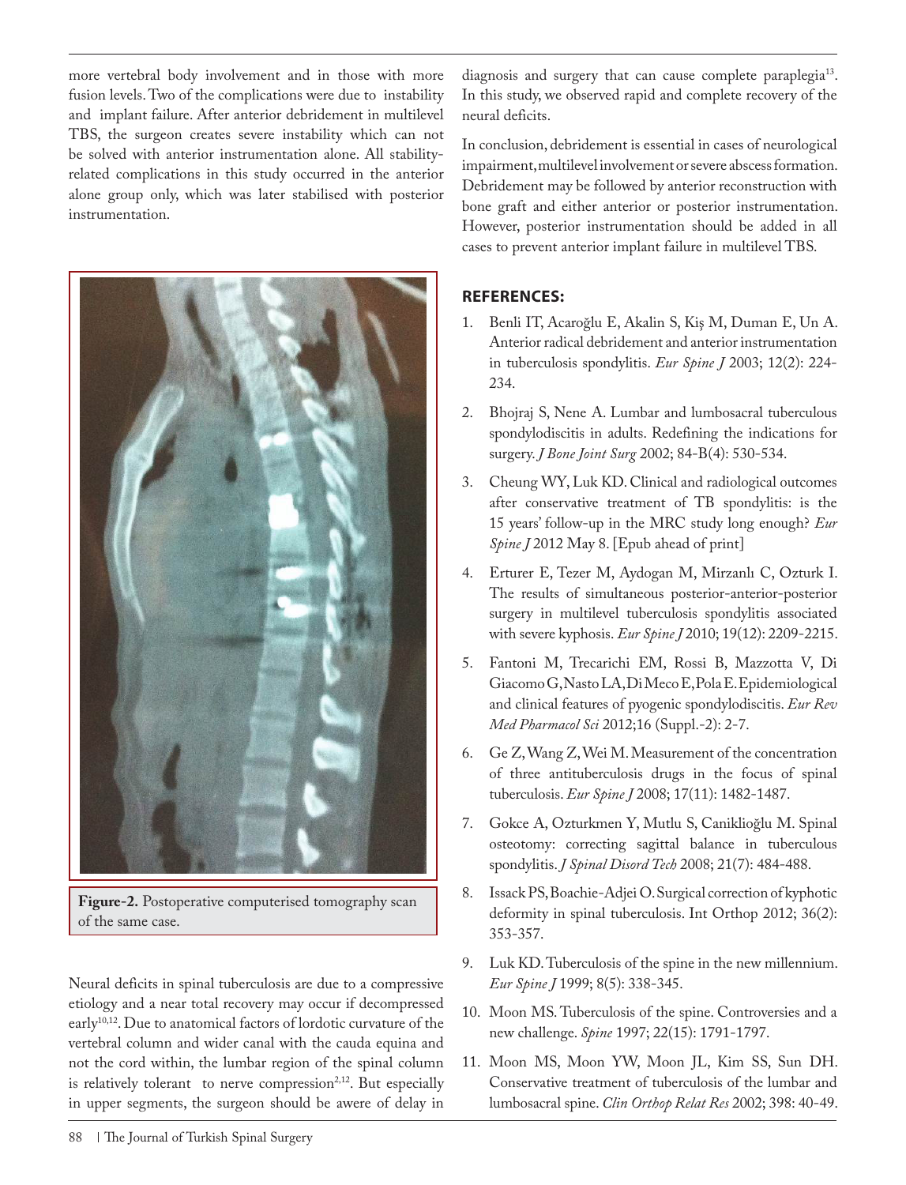more vertebral body involvement and in those with more fusion levels. Two of the complications were due to instability and implant failure. After anterior debridement in multilevel TBS, the surgeon creates severe instability which can not be solved with anterior instrumentation alone. All stability-related complications in this study occurred in the anterior alone group only, which was later stabilised with posterior instrumentation.

**Figure-2.** Postoperative computerised tomography scan of the same case.

Neural deficits in spinal tuberculosis are due to a compressive etiology and a near total recovery may occur if decompressed early[10,12]. Due to anatomical factors of lordotic curvature of the vertebral column and wider canal with the cauda equina and not the cord within, the lumbar region of the spinal column is relatively tolerant to nerve compression[2,12]. But especially in upper segments, the surgeon should be awere of delay in diagnosis and surgery that can cause complete paraplegia[13]. In this study, we observed rapid and complete recovery of the neural deficits.

In conclusion, debridement is essential in cases of neurological impairment, multilevel involvement or severe abscess formation. Debridement may be followed by anterior reconstruction with bone graft and either anterior or posterior instrumentation. However, posterior instrumentation should be added in all cases to prevent anterior implant failure in multilevel TBS.

## REFERENCES:

1. Benli IT, Acaroğlu E, Akalin S, Kiş M, Duman E, Un A. Anterior radical debridement and anterior instrumentation in tuberculosis spondylitis. *Eur Spine J* 2003; 12(2): 224-234.
2. Bhojraj S, Nene A. Lumbar and lumbosacral tuberculous spondylodiscitis in adults. Redefining the indications for surgery. *J Bone Joint Surg* 2002; 84-B(4): 530-534.
3. Cheung WY, Luk KD. Clinical and radiological outcomes after conservative treatment of TB spondylitis: is the 15 years' follow-up in the MRC study long enough? *Eur Spine J* 2012 May 8. [Epub ahead of print]
4. Erturer E, Tezer M, Aydogan M, Mirzanlı C, Ozturk I. The results of simultaneous posterior-anterior-posterior surgery in multilevel tuberculosis spondylitis associated with severe kyphosis. *Eur Spine J* 2010; 19(12): 2209-2215.
5. Fantoni M, Trecarichi EM, Rossi B, Mazzotta V, Di Giacomo G, Nasto LA, Di Meco E, Pola E. Epidemiological and clinical features of pyogenic spondylodiscitis. *Eur Rev Med Pharmacol Sci* 2012;16 (Suppl.-2): 2-7.
6. Ge Z, Wang Z, Wei M. Measurement of the concentration of three antituberculosis drugs in the focus of spinal tuberculosis. *Eur Spine J* 2008; 17(11): 1482-1487.
7. Gokce A, Ozturkmen Y, Mutlu S, Caniklioğlu M. Spinal osteotomy: correcting sagittal balance in tuberculous spondylitis. *J Spinal Disord Tech* 2008; 21(7): 484-488.
8. Issack PS, Boachie-Adjei O. Surgical correction of kyphotic deformity in spinal tuberculosis. Int Orthop 2012; 36(2): 353-357.
9. Luk KD. Tuberculosis of the spine in the new millennium. *Eur Spine J* 1999; 8(5): 338-345.
10. Moon MS. Tuberculosis of the spine. Controversies and a new challenge. *Spine* 1997; 22(15): 1791-1797.
11. Moon MS, Moon YW, Moon JL, Kim SS, Sun DH. Conservative treatment of tuberculosis of the lumbar and lumbosacral spine. *Clin Orthop Relat Res* 2002; 398: 40-49.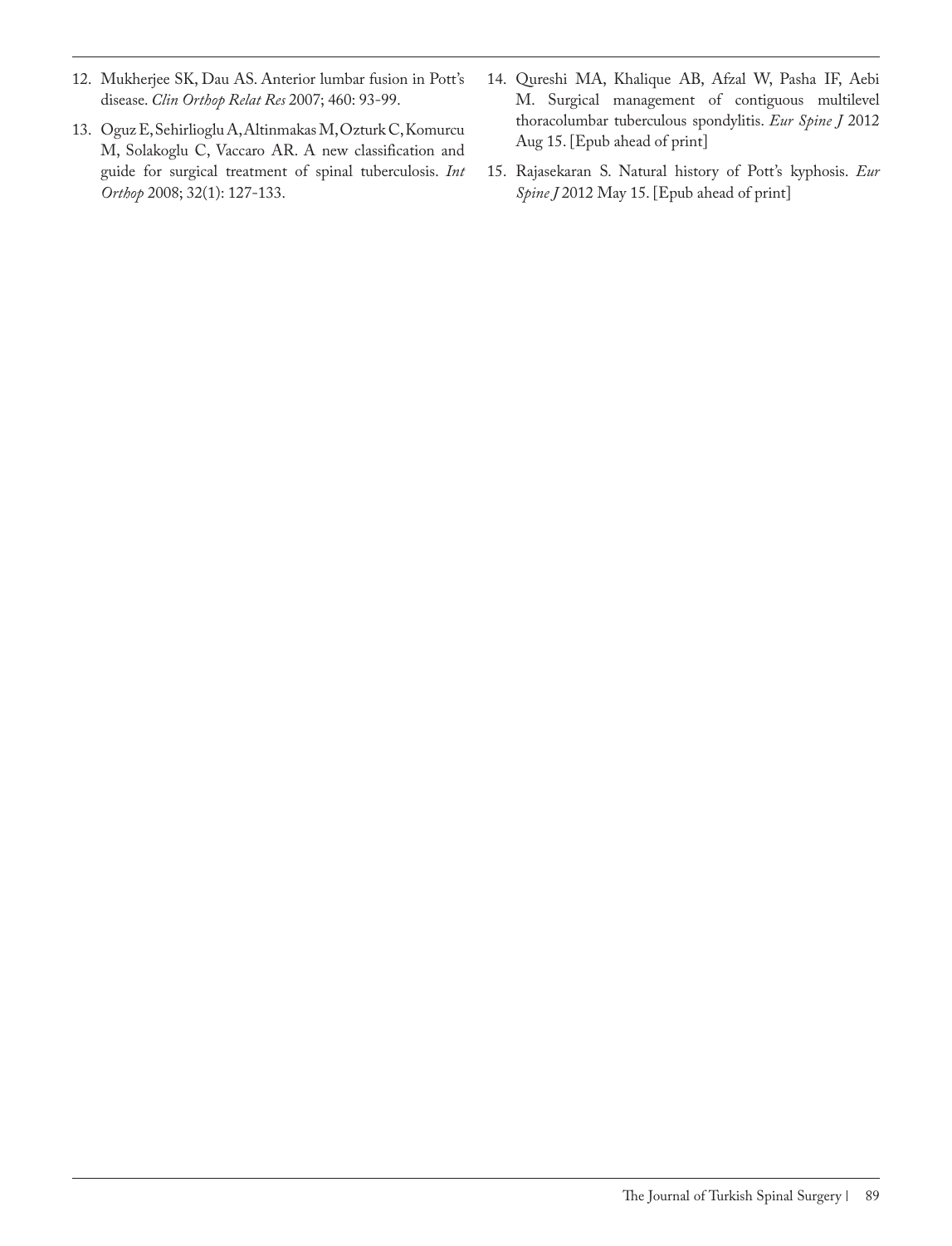12. Mukherjee SK, Dau AS. Anterior lumbar fusion in Pott's disease. *Clin Orthop Relat Res* 2007; 460: 93-99.
13. Oguz E, Sehirlioglu A, Altinmakas M, Ozturk C, Komurcu M, Solakoglu C, Vaccaro AR. A new classification and guide for surgical treatment of spinal tuberculosis. *Int Orthop* 2008; 32(1): 127-133.
14. Qureshi MA, Khalique AB, Afzal W, Pasha IF, Aebi M. Surgical management of contiguous multilevel thoracolumbar tuberculous spondylitis. *Eur Spine J* 2012 Aug 15. [Epub ahead of print]
15. Rajasekaran S. Natural history of Pott's kyphosis. *Eur Spine J* 2012 May 15. [Epub ahead of print]